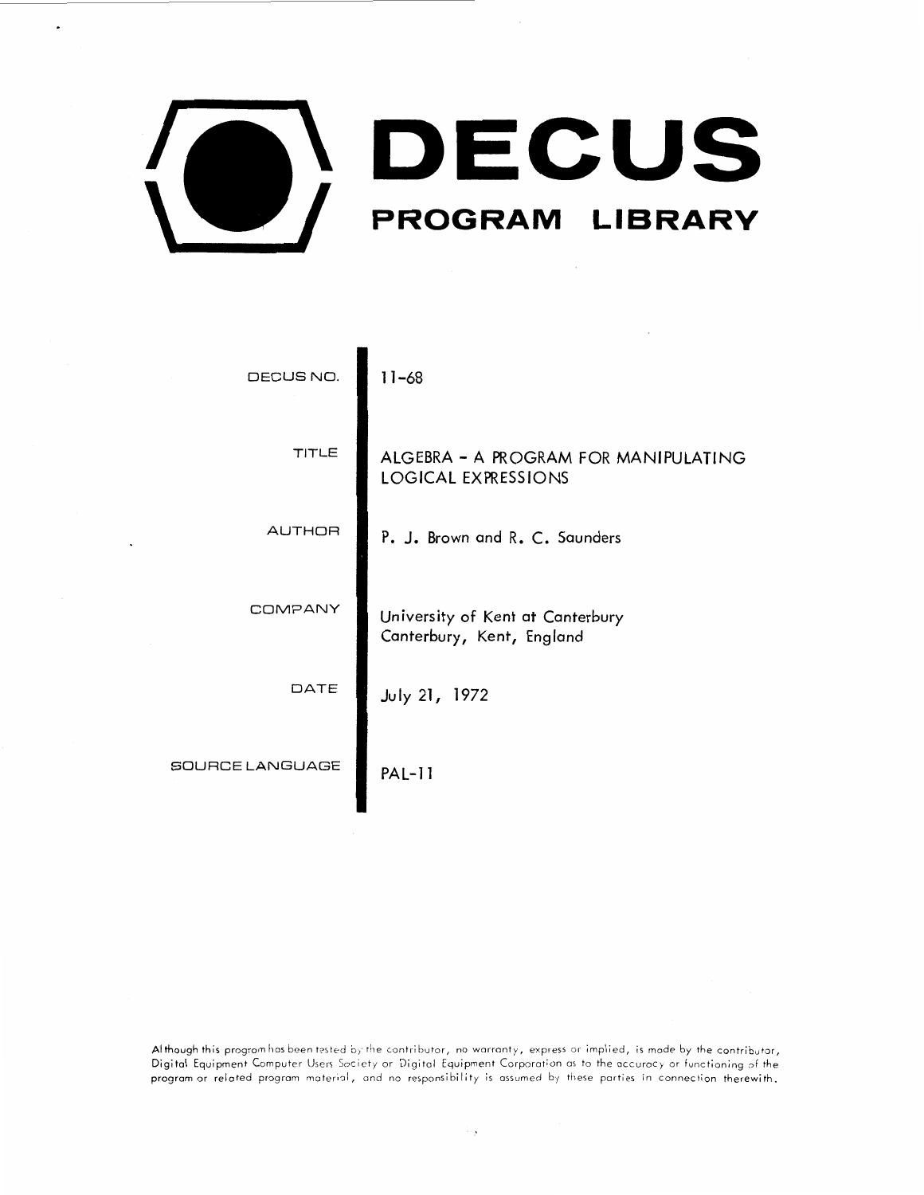# DECUS

## PROGRAM LIBRARY

| | |
|---|---|
| DECUS NO. | 11-68 |
| TITLE | ALGEBRA - A PROGRAM FOR MANIPULATING LOGICAL EXPRESSIONS |
| AUTHOR | P. J. Brown and R. C. Saunders |
| COMPANY | University of Kent at Canterbury<br>Canterbury, Kent, England |
| DATE | July 21, 1972 |
| SOURCE LANGUAGE | PAL-11 |

Although this program has been tested by the contributor, no warranty, express or implied, is made by the contributor, Digital Equipment Computer Users Society or Digital Equipment Corporation as to the accuracy or functioning of the program or related program material, and no responsibility is assumed by these parties in connection therewith.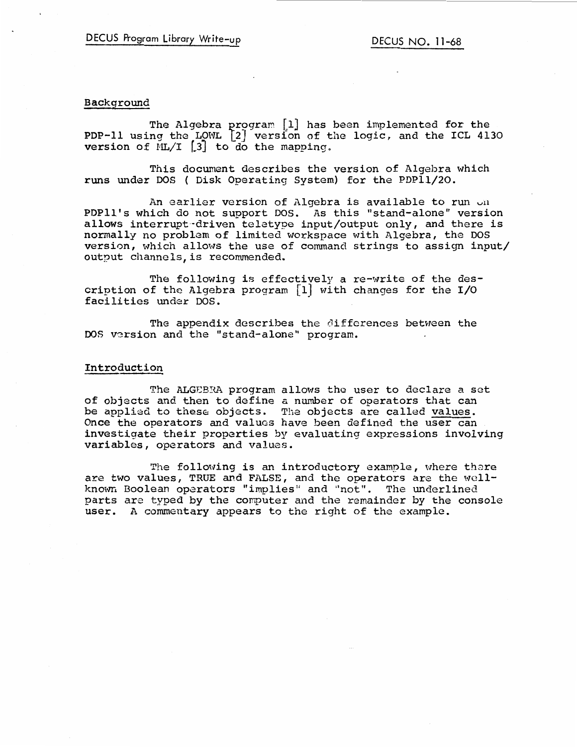## Background

The Algebra program [1] has been implemented for the PDP-11 using the LOWL [2] version of the logic, and the ICL 4130 version of ML/I [3] to do the mapping.

This document describes the version of Algebra which runs under DOS ( Disk Operating System) for the PDP11/20.

An earlier version of Algebra is available to run on PDP11's which do not support DOS. As this "stand-alone" version allows interrupt-driven teletype input/output only, and there is normally no problem of limited workspace with Algebra, the DOS version, which allows the use of command strings to assign input/output channels, is recommended.

The following is effectively a re-write of the description of the Algebra program [1] with changes for the I/O facilities under DOS.

The appendix describes the differences between the DOS version and the "stand-alone" program.

## Introduction

The ALGEBRA program allows the user to declare a set of objects and then to define a number of operators that can be applied to these objects. The objects are called <u>values</u>. Once the operators and values have been defined the user can investigate their properties by evaluating expressions involving variables, operators and values.

The following is an introductory example, where there are two values, TRUE and FALSE, and the operators are the well-known Boolean operators "implies" and "not". The underlined parts are typed by the computer and the remainder by the console user. A commentary appears to the right of the example.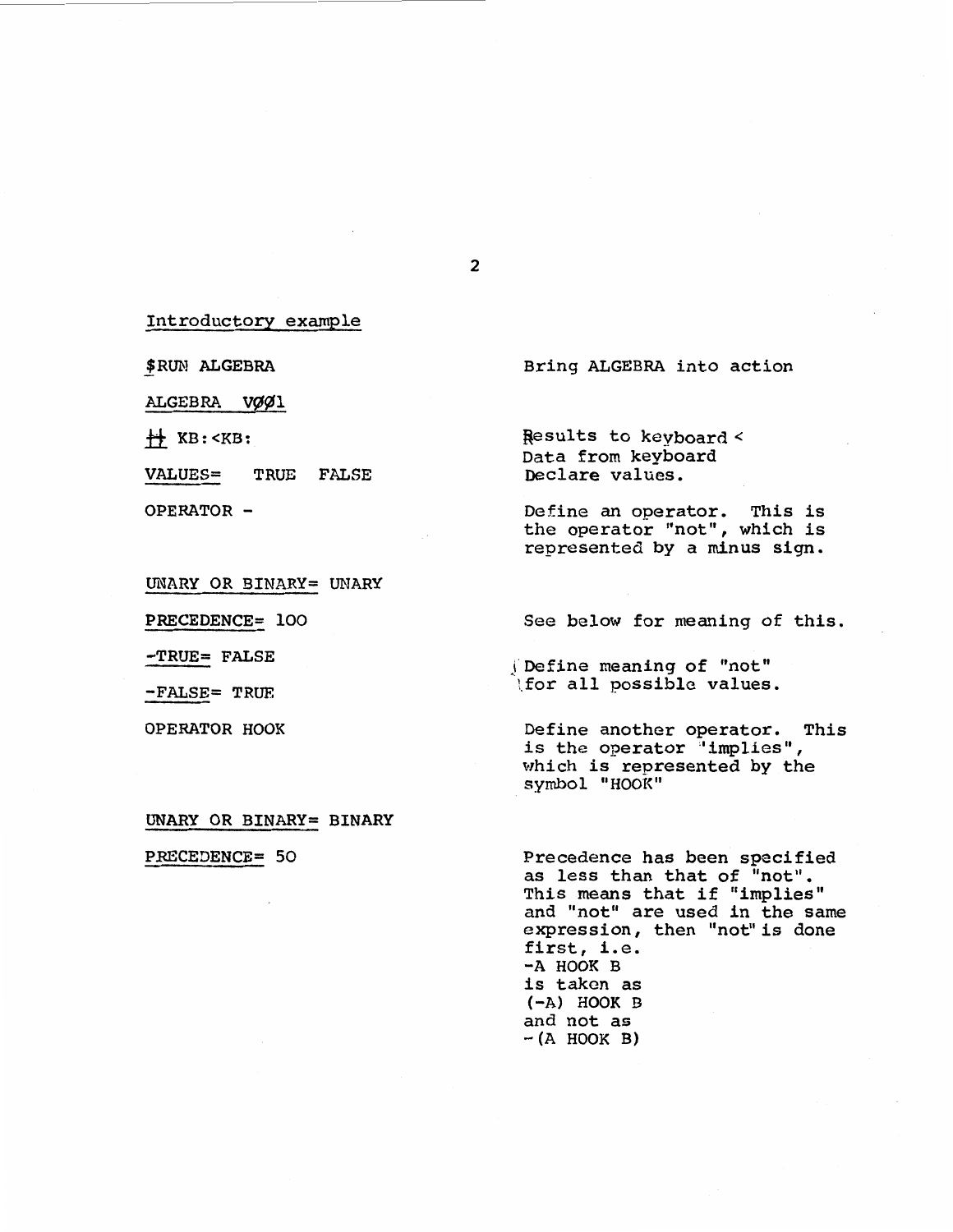## Introductory example

| | |
|---|---|
| $RUN ALGEBRA | Bring ALGEBRA into action |
| ALGEBRA VØØ1 | |
| # KB:<KB: | Results to keyboard < Data from keyboard |
| VALUES= TRUE FALSE | Declare values. |
| OPERATOR - | Define an operator. This is the operator "not", which is represented by a minus sign. |
| UNARY OR BINARY= UNARY | |
| PRECEDENCE= 100 | See below for meaning of this. |
| -TRUE= FALSE | Define meaning of "not" for all possible values. |
| -FALSE= TRUE | |
| OPERATOR HOOK | Define another operator. This is the operator "implies", which is represented by the symbol "HOOK" |
| UNARY OR BINARY= BINARY | |
| PRECEDENCE= 50 | Precedence has been specified as less than that of "not". This means that if "implies" and "not" are used in the same expression, then "not" is done first, i.e. -A HOOK B is taken as (-A) HOOK B and not as -(A HOOK B) |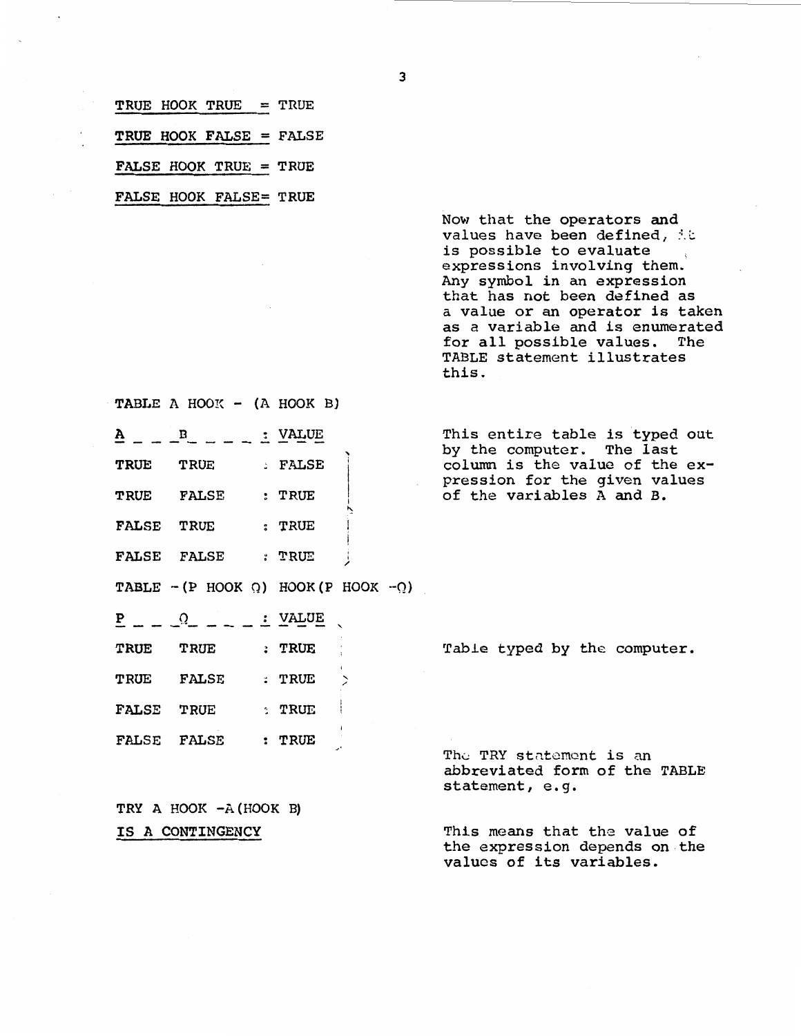TRUE HOOK TRUE = TRUE

TRUE HOOK FALSE = FALSE

FALSE HOOK TRUE = TRUE

FALSE HOOK FALSE= TRUE

Now that the operators and values have been defined, it is possible to evaluate expressions involving them. Any symbol in an expression that has not been defined as a value or an operator is taken as a variable and is enumerated for all possible values. The TABLE statement illustrates this.

TABLE A HOOK - (A HOOK B)

| A | B | : VALUE |
|---|---|---|
| TRUE | TRUE | : FALSE |
| TRUE | FALSE | : TRUE |
| FALSE | TRUE | : TRUE |
| FALSE | FALSE | : TRUE |

This entire table is typed out by the computer. The last column is the value of the expression for the given values of the variables A and B.

TABLE -(P HOOK Q) HOOK(P HOOK -Q)

| P | Q | : VALUE |
|---|---|---|
| TRUE | TRUE | : TRUE |
| TRUE | FALSE | : TRUE |
| FALSE | TRUE | : TRUE |
| FALSE | FALSE | : TRUE |

Table typed by the computer.

The TRY statement is an abbreviated form of the TABLE statement, e.g.

TRY A HOOK -A(HOOK B)

IS A CONTINGENCY

This means that the value of the expression depends on the values of its variables.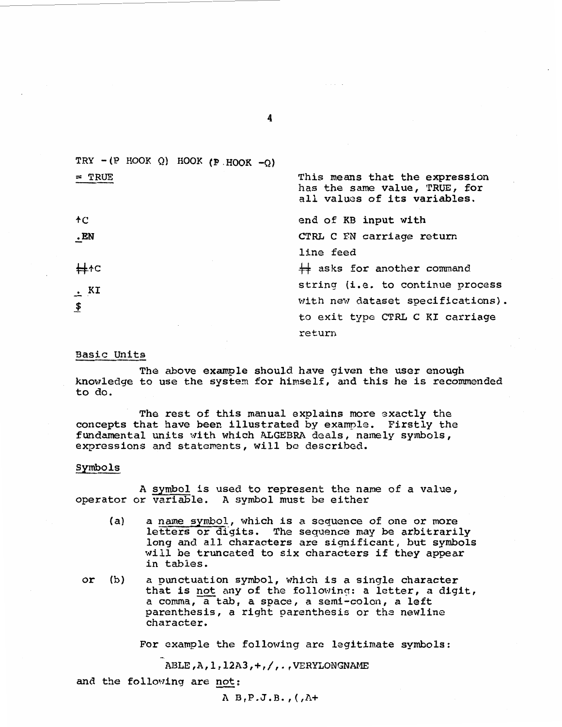```
TRY -(P HOOK Q) HOOK (P HOOK -Q)
= TRUE                              This means that the expression
                                    has the same value, TRUE, for
                                    all values of its variables.

↑C                                  end of KB input with
.EN                                 CTRL C EN carriage return
                                    line feed
#↑C                                 # asks for another command
                                    string (i.e. to continue process
. KI                                with new dataset specifications).
$                                   to exit type CTRL C KI carriage
                                    return
```

## Basic Units

The above example should have given the user enough knowledge to use the system for himself, and this he is recommended to do.

The rest of this manual explains more exactly the concepts that have been illustrated by example. Firstly the fundamental units with which ALGEBRA deals, namely symbols, expressions and statements, will be described.

## Symbols

A symbol is used to represent the name of a value, operator or variable. A symbol must be either

(a) a name symbol, which is a sequence of one or more letters or digits. The sequence may be arbitrarily long and all characters are significant, but symbols will be truncated to six characters if they appear in tables.

or (b) a punctuation symbol, which is a single character that is not any of the following: a letter, a digit, a comma, a tab, a space, a semi-colon, a left parenthesis, a right parenthesis or the newline character.

For example the following are legitimate symbols:

ABLE,A,1,12A3,+,/,.,VERYLONGNAME

and the following are not:

A B,P.J.B.,(,A+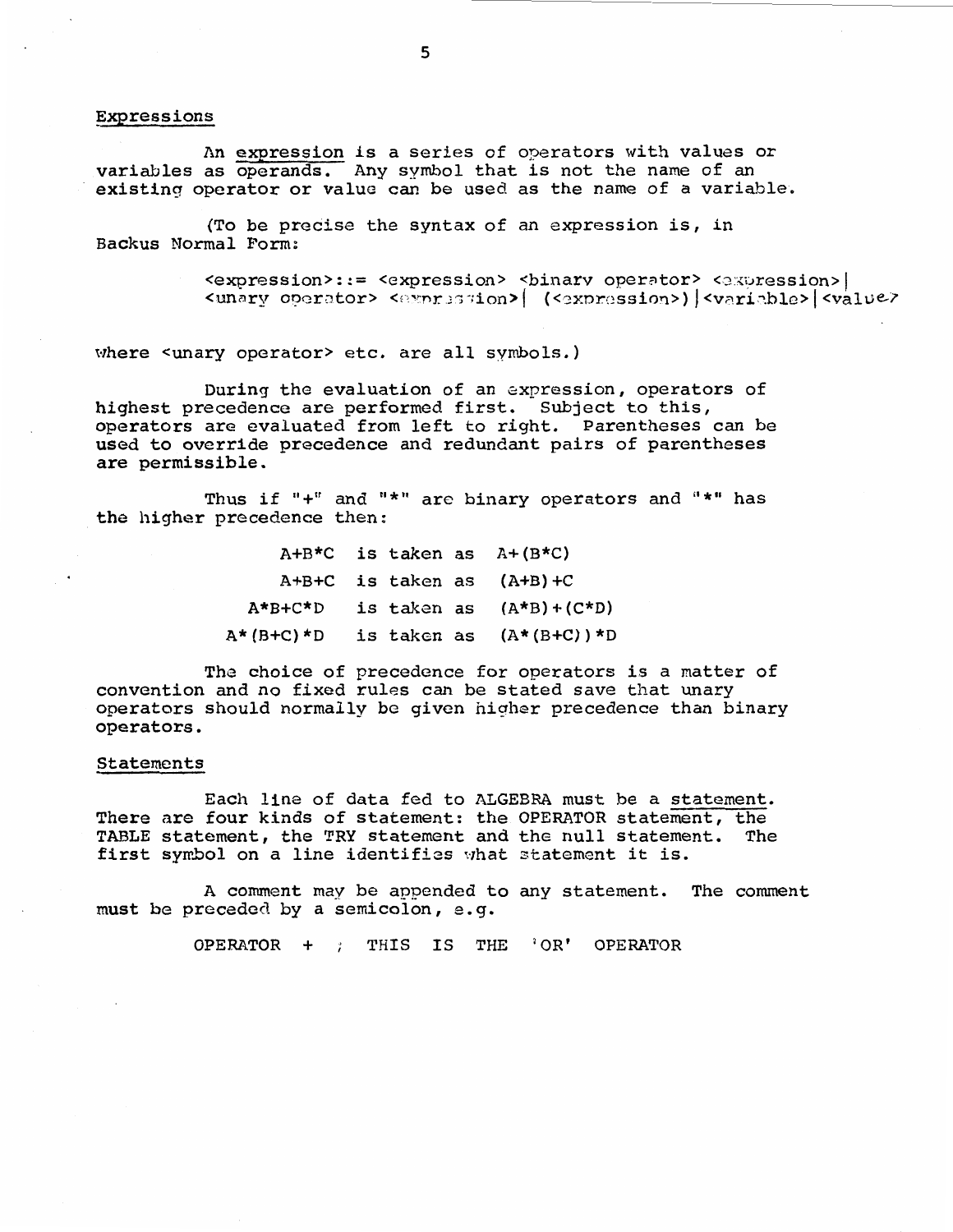## Expressions

An <u>expression</u> is a series of operators with values or variables as <u>operands</u>. Any symbol that is not the name of an existing operator or value can be used as the name of a variable.

(To be precise the syntax of an expression is, in Backus Normal Form:

```
<expression>::= <expression> <binary operator> <expression>|
<unary operator> <expression>| (<expression>)|<variable>|<value>
```

where <unary operator> etc. are all symbols.)

During the evaluation of an expression, operators of highest precedence are performed first. Subject to this, operators are evaluated from left to right. Parentheses can be used to override precedence and redundant pairs of parentheses are permissible.

Thus if "+" and "*" are binary operators and "*" has the higher precedence then:

```
      A+B*C  is taken as  A+(B*C)
      A+B+C  is taken as  (A+B)+C
    A*B+C*D  is taken as  (A*B)+(C*D)
  A*(B+C)*D  is taken as  (A*(B+C))*D
```

The choice of precedence for operators is a matter of convention and no fixed rules can be stated save that unary operators should normally be given higher precedence than binary operators.

## Statements

Each line of data fed to ALGEBRA must be a <u>statement</u>. There are four kinds of statement: the OPERATOR statement, the TABLE statement, the TRY statement and the null statement. The first symbol on a line identifies what statement it is.

A comment may be appended to any statement. The comment must be preceded by a semicolon, e.g.

```
OPERATOR + ; THIS IS THE 'OR' OPERATOR
```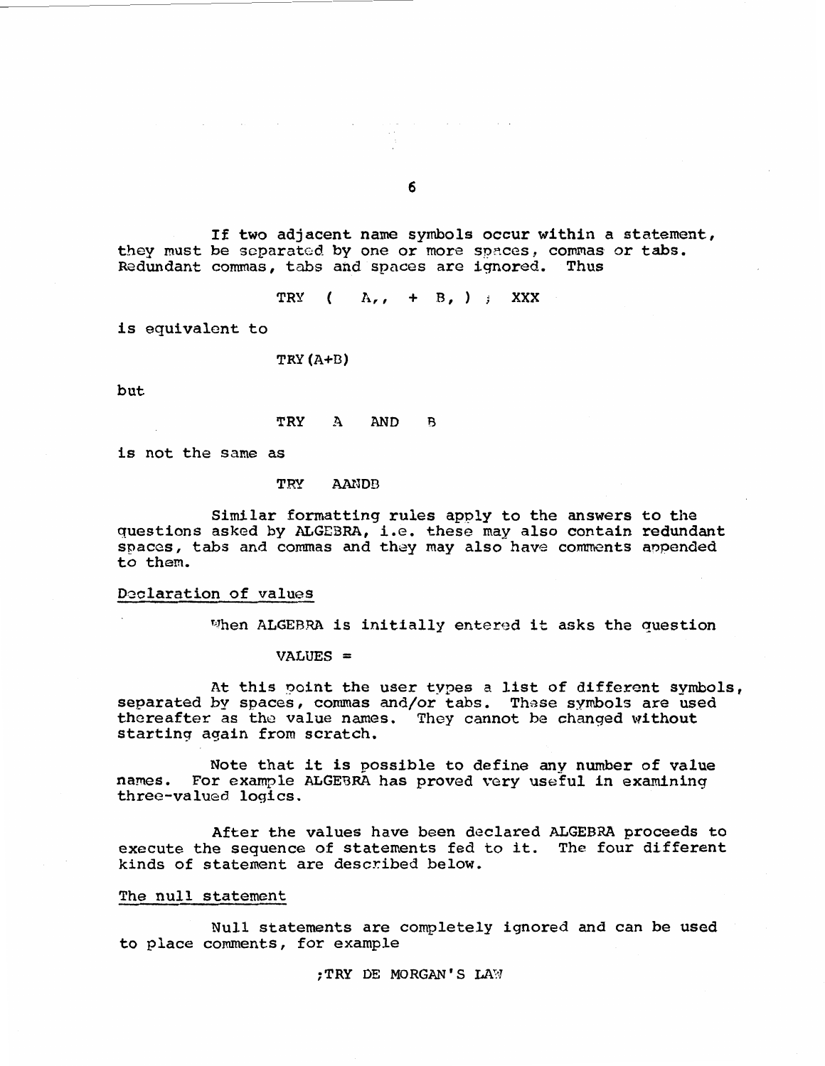If two adjacent name symbols occur within a statement, they must be separated by one or more spaces, commas or tabs. Redundant commas, tabs and spaces are ignored. Thus

```
TRY  (  A,,  + B, ) ;  XXX
```

is equivalent to

```
TRY(A+B)
```

but

```
TRY  A  AND  B
```

is not the same as

```
TRY  AANDB
```

Similar formatting rules apply to the answers to the questions asked by ALGEBRA, i.e. these may also contain redundant spaces, tabs and commas and they may also have comments appended to them.

## Declaration of values

When ALGEBRA is initially entered it asks the question

```
VALUES =
```

At this point the user types a list of different symbols, separated by spaces, commas and/or tabs. These symbols are used thereafter as the value names. They cannot be changed without starting again from scratch.

Note that it is possible to define any number of value names. For example ALGEBRA has proved very useful in examining three-valued logics.

After the values have been declared ALGEBRA proceeds to execute the sequence of statements fed to it. The four different kinds of statement are described below.

## The null statement

Null statements are completely ignored and can be used to place comments, for example

```
;TRY DE MORGAN'S LAW
```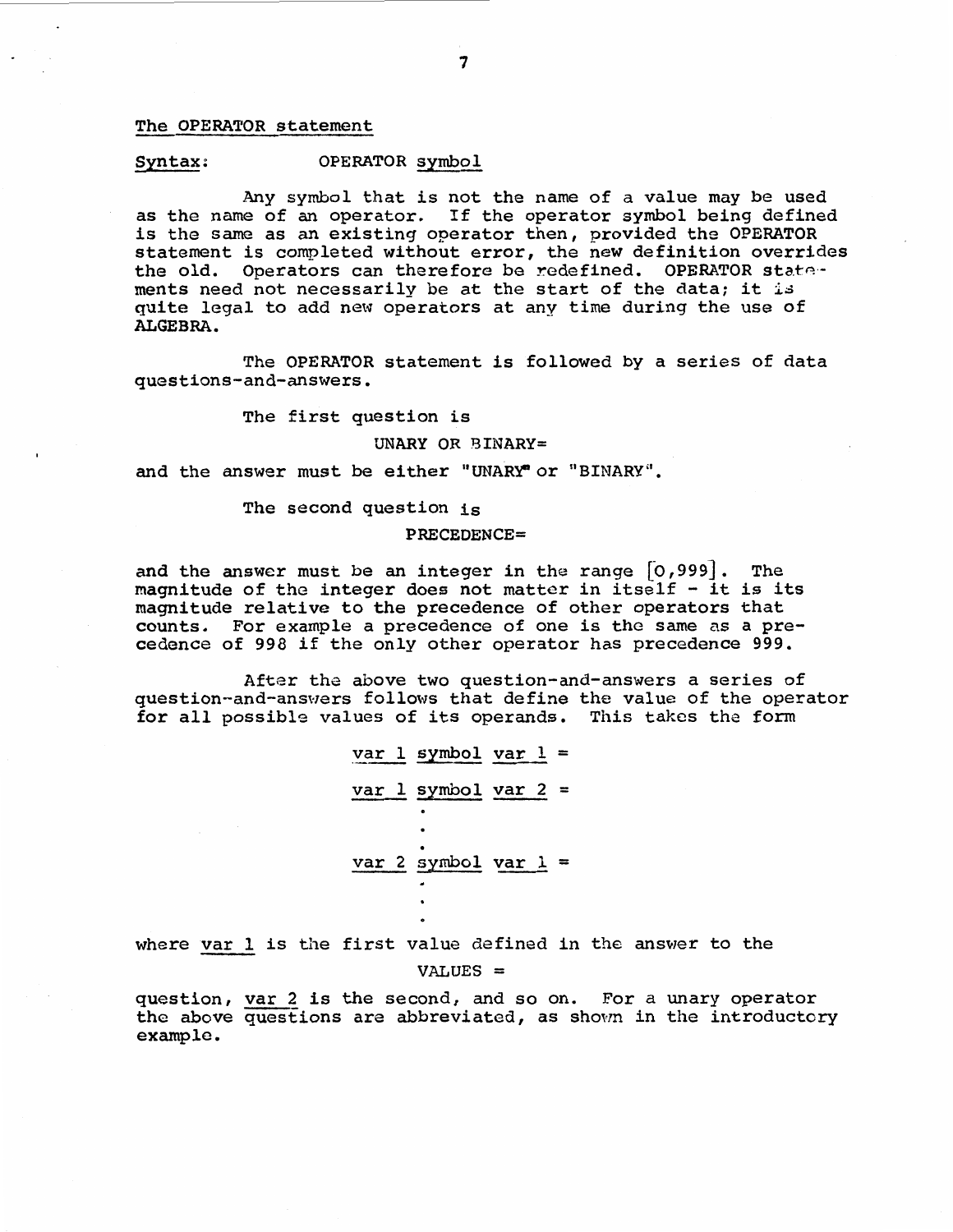## The OPERATOR statement

Syntax: OPERATOR symbol

Any symbol that is not the name of a value may be used as the name of an operator. If the operator symbol being defined is the same as an existing operator then, provided the OPERATOR statement is completed without error, the new definition overrides the old. Operators can therefore be redefined. OPERATOR statements need not necessarily be at the start of the data; it is quite legal to add new operators at any time during the use of ALGEBRA.

The OPERATOR statement is followed by a series of data questions-and-answers.

The first question is

```
UNARY OR BINARY=
```

and the answer must be either "UNARY" or "BINARY".

The second question is

```
PRECEDENCE=
```

and the answer must be an integer in the range [0,999]. The magnitude of the integer does not matter in itself - it is its magnitude relative to the precedence of other operators that counts. For example a precedence of one is the same as a precedence of 998 if the only other operator has precedence 999.

After the above two question-and-answers a series of question-and-answers follows that define the value of the operator for all possible values of its operands. This takes the form

```
var 1 symbol var 1 =
var 1 symbol var 2 =
        .
        .
        .
var 2 symbol var 1 =
        .
        .
        .
```

where var 1 is the first value defined in the answer to the

```
VALUES =
```

question, var 2 is the second, and so on. For a unary operator the above questions are abbreviated, as shown in the introductory example.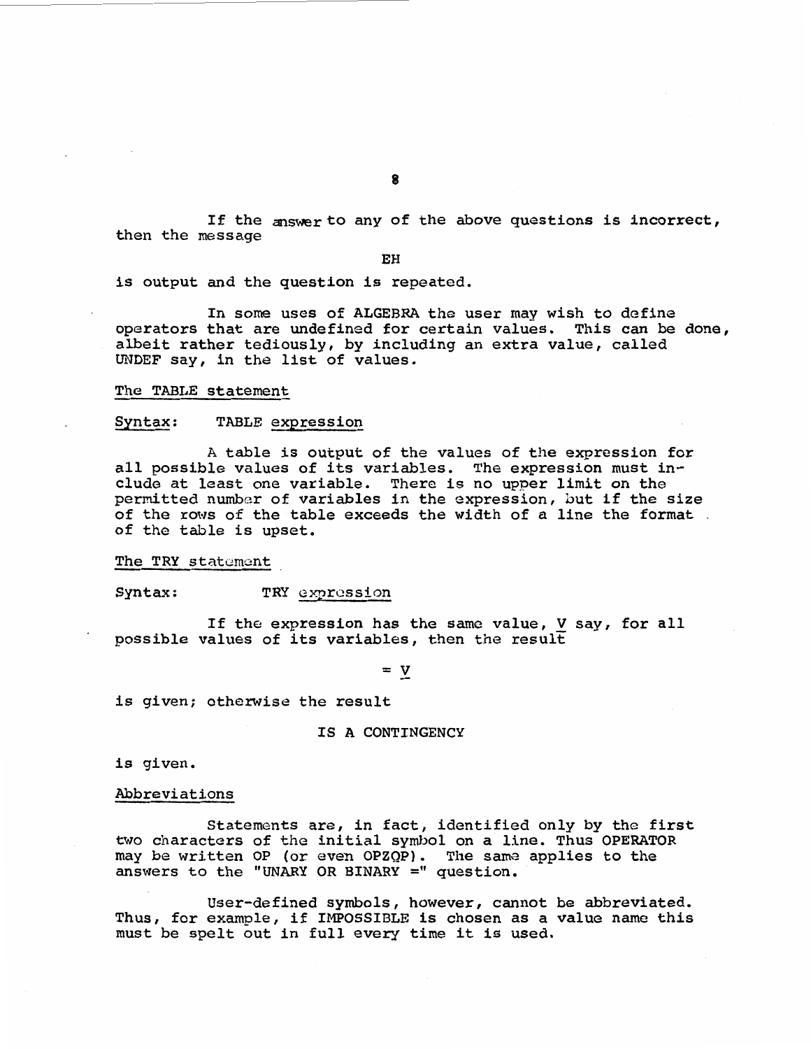If the answer to any of the above questions is incorrect, then the message

EH

is output and the question is repeated.

In some uses of ALGEBRA the user may wish to define operators that are undefined for certain values. This can be done, albeit rather tediously, by including an extra value, called UNDEF say, in the list of values.

The TABLE statement

Syntax: TABLE *expression*

A table is output of the values of the expression for all possible values of its variables. The expression must include at least one variable. There is no upper limit on the permitted number of variables in the expression, but if the size of the rows of the table exceeds the width of a line the format of the table is upset.

The TRY statement

Syntax: TRY *expression*

If the expression has the same value, *V* say, for all possible values of its variables, then the result

= *V*

is given; otherwise the result

IS A CONTINGENCY

is given.

Abbreviations

Statements are, in fact, identified only by the first two characters of the initial symbol on a line. Thus OPERATOR may be written OP (or even OPZQP). The same applies to the answers to the "UNARY OR BINARY =" question.

User-defined symbols, however, cannot be abbreviated. Thus, for example, if IMPOSSIBLE is chosen as a value name this must be spelt out in full every time it is used.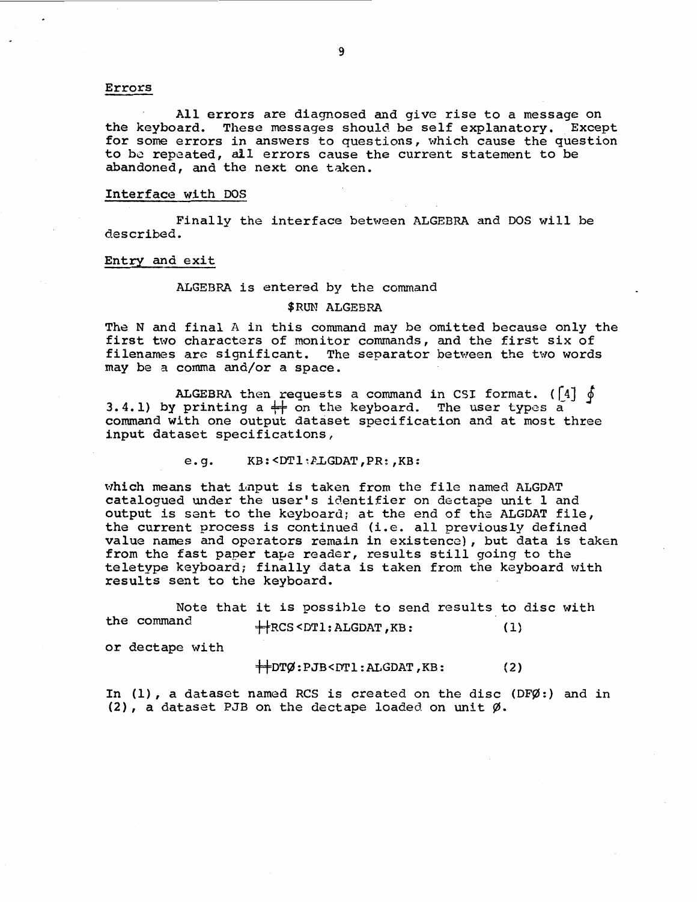## Errors

All errors are diagnosed and give rise to a message on the keyboard. These messages should be self explanatory. Except for some errors in answers to questions, which cause the question to be repeated, all errors cause the current statement to be abandoned, and the next one taken.

## Interface with DOS

Finally the interface between ALGEBRA and DOS will be described.

## Entry and exit

ALGEBRA is entered by the command

```
$RUN ALGEBRA
```

The N and final A in this command may be omitted because only the first two characters of monitor commands, and the first six of filenames are significant. The separator between the two words may be a comma and/or a space.

ALGEBRA then requests a command in CSI format. ([4] § 3.4.1) by printing a # on the keyboard. The user types a command with one output dataset specification and at most three input dataset specifications,

e.g.

```
KB:<DT1:ALGDAT,PR:,KB:
```

which means that input is taken from the file named ALGDAT catalogued under the user's identifier on dectape unit 1 and output is sent to the keyboard; at the end of the ALGDAT file, the current process is continued (i.e. all previously defined value names and operators remain in existence), but data is taken from the fast paper tape reader, results still going to the teletype keyboard; finally data is taken from the keyboard with results sent to the keyboard.

Note that it is possible to send results to disc with the command

```
#RCS<DT1:ALGDAT,KB:          (1)
```

or dectape with

```
#DTØ:PJB<DT1:ALGDAT,KB:          (2)
```

In (1), a dataset named RCS is created on the disc (DFØ:) and in (2), a dataset PJB on the dectape loaded on unit Ø.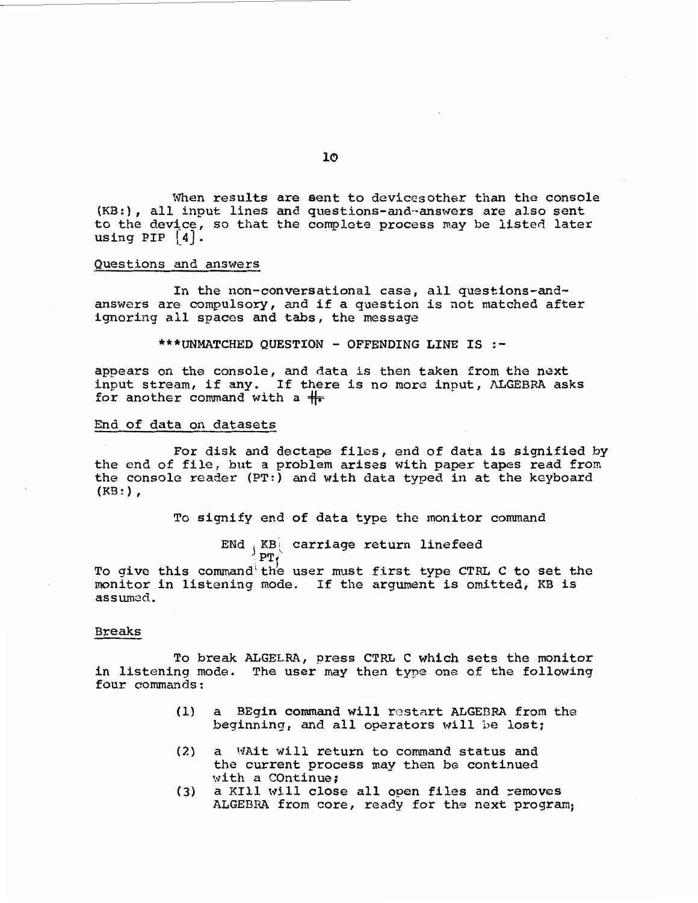When results are sent to devicesother than the console (KB:), all input lines and questions-and-answers are also sent to the device, so that the complete process may be listed later using PIP [4].

<u>Questions and answers</u>

In the non-conversational case, all questions-and-answers are compulsory, and if a question is not matched after ignoring all spaces and tabs, the message

***UNMATCHED QUESTION - OFFENDING LINE IS :-

appears on the console, and data is then taken from the next input stream, if any. If there is no more input, ALGEBRA asks for another command with a #.

<u>End of data on datasets</u>

For disk and dectape files, end of data is signified by the end of file, but a problem arises with paper tapes read from the console reader (PT:) and with data typed in at the keyboard (KB:),

To signify end of data type the monitor command

END {KB / PT} carriage return linefeed

To give this command the user must first type CTRL C to set the monitor in listening mode. If the argument is omitted, KB is assumed.

<u>Breaks</u>

To break ALGELRA, press CTRL C which sets the monitor in listening mode. The user may then type one of the following four commands:

(1) a BEgin command will restart ALGEBRA from the beginning, and all operators will be lost;

(2) a WAit will return to command status and the current process may then be continued with a COntinue;

(3) a KIll will close all open files and removes ALGEBRA from core, ready for the next program;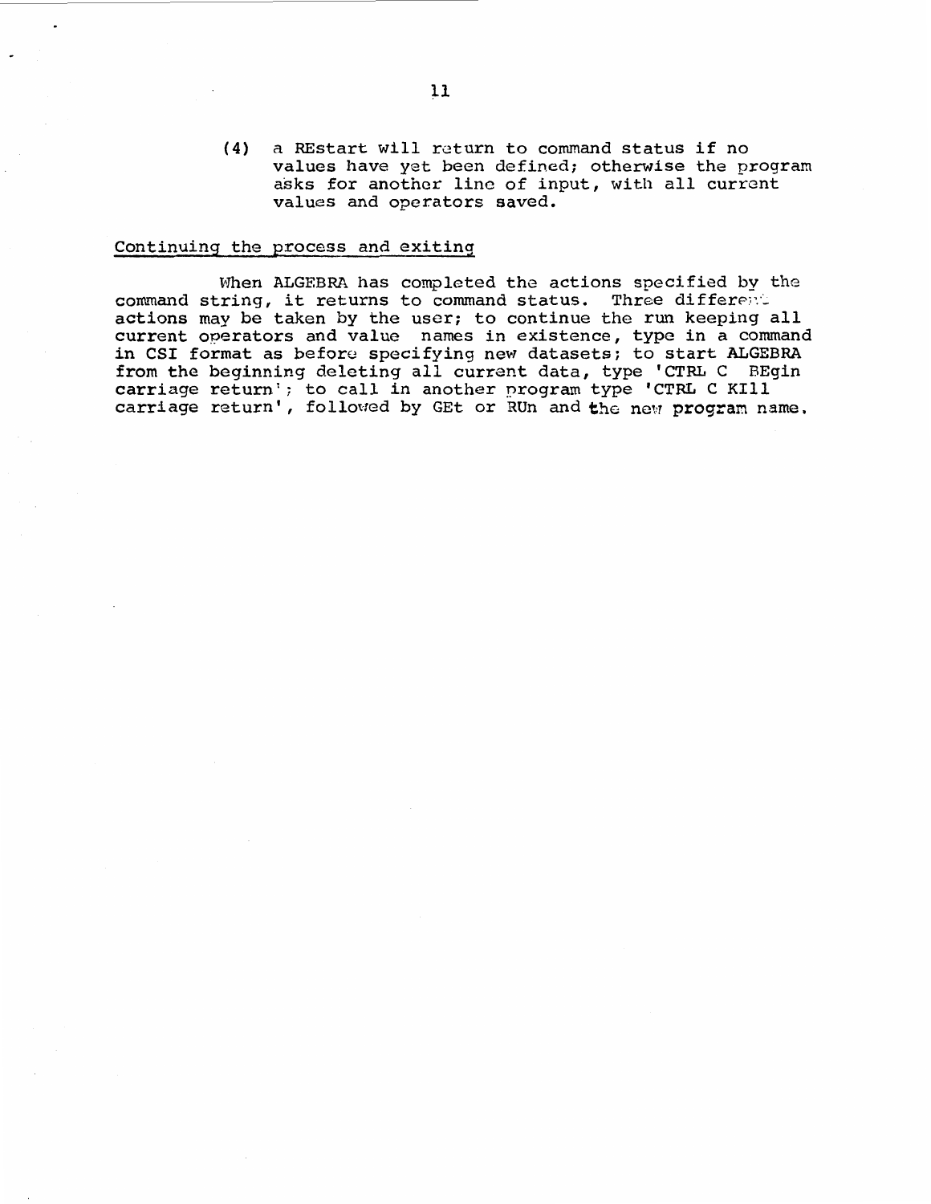(4) a REstart will return to command status if no values have yet been defined; otherwise the program asks for another line of input, with all current values and operators saved.

## Continuing the process and exiting

When ALGEBRA has completed the actions specified by the command string, it returns to command status. Three different actions may be taken by the user; to continue the run keeping all current operators and value names in existence, type in a command in CSI format as before specifying new datasets; to start ALGEBRA from the beginning deleting all current data, type 'CTRL C BEgin carriage return'; to call in another program type 'CTRL C KIll carriage return', followed by GEt or RUn and the new program name.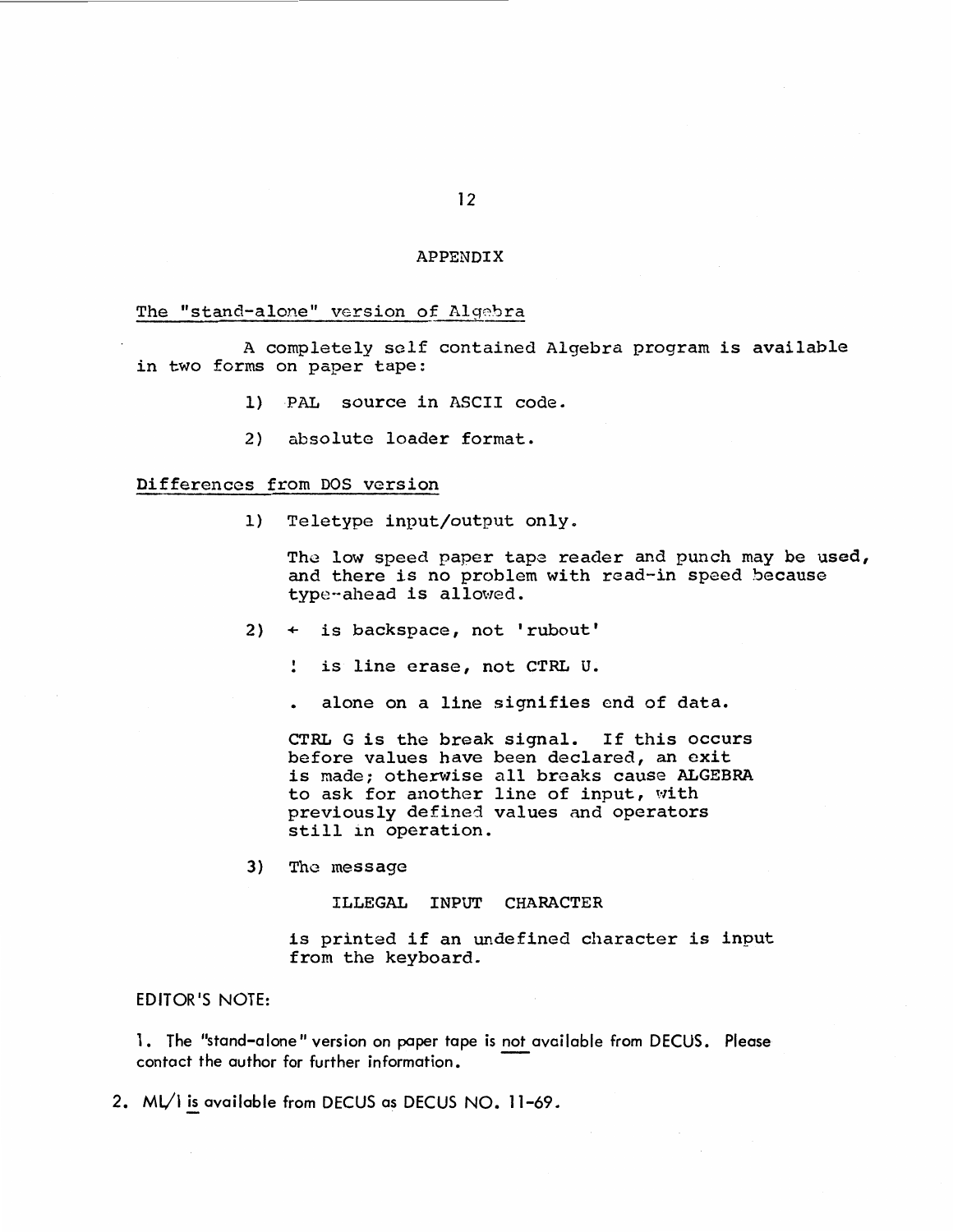# APPENDIX

## The "stand-alone" version of Algebra

A completely self contained Algebra program is available in two forms on paper tape:

1) PAL source in ASCII code.

2) absolute loader format.

## Differences from DOS version

1) Teletype input/output only.

   The low speed paper tape reader and punch may be used, and there is no problem with read-in speed because type-ahead is allowed.

2) ← is backspace, not 'rubout'

   ! is line erase, not CTRL U.

   . alone on a line signifies end of data.

   CTRL G is the break signal. If this occurs before values have been declared, an exit is made; otherwise all breaks cause ALGEBRA to ask for another line of input, with previously defined values and operators still in operation.

3) The message

   ILLEGAL INPUT CHARACTER

   is printed if an undefined character is input from the keyboard.

EDITOR'S NOTE:

1. The "stand-alone" version on paper tape is not available from DECUS. Please contact the author for further information.

2. ML/I is available from DECUS as DECUS NO. 11-69.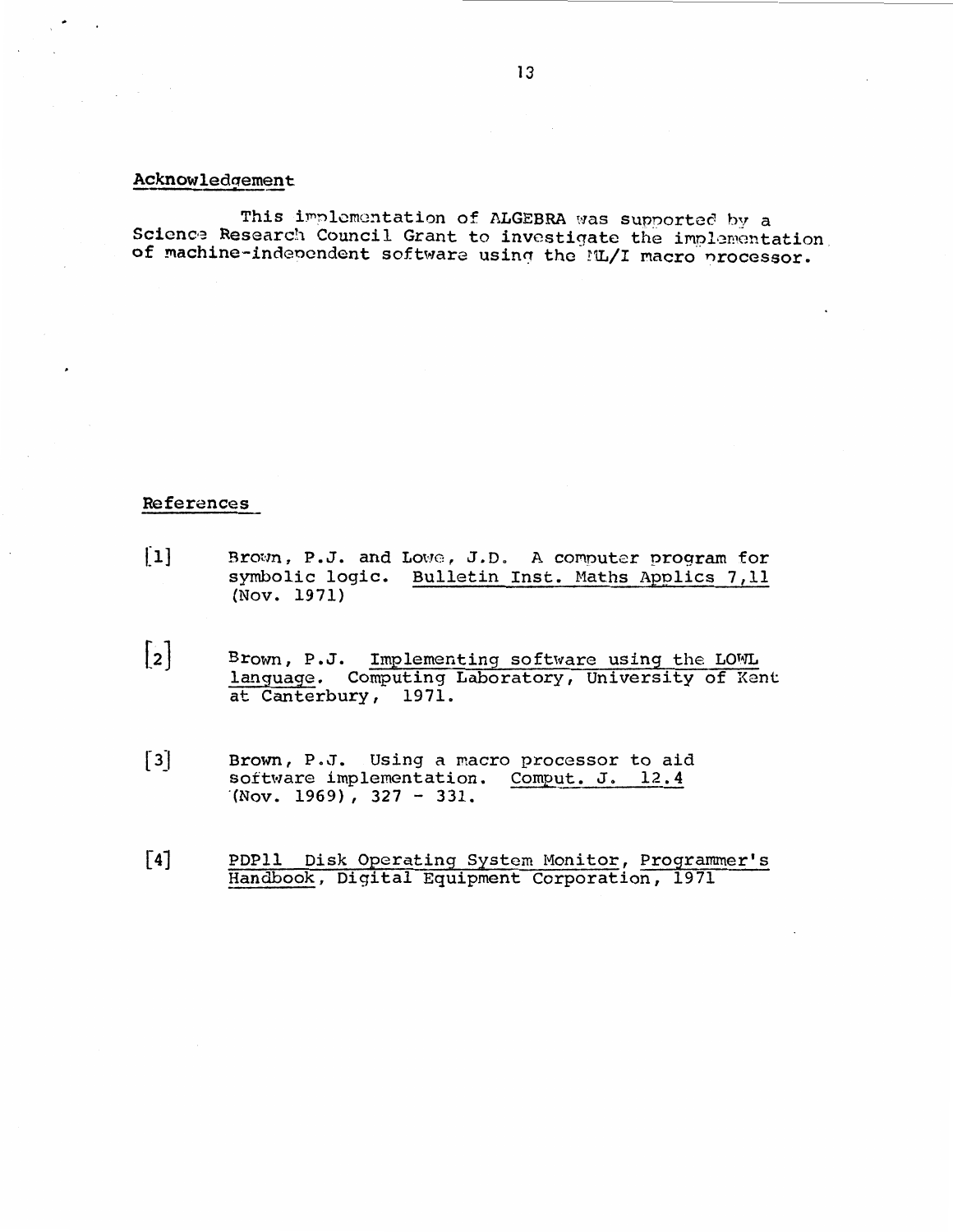## Acknowledgement

This implementation of ALGEBRA was supported by a Science Research Council Grant to investigate the implementation of machine-independent software using the ML/I macro processor.

## References

[1] Brown, P.J. and Lowe, J.D. A computer program for symbolic logic. Bulletin Inst. Maths Applics 7,11 (Nov. 1971)

[2] Brown, P.J. Implementing software using the LOWL language. Computing Laboratory, University of Kent at Canterbury, 1971.

[3] Brown, P.J. Using a macro processor to aid software implementation. Comput. J. 12.4 (Nov. 1969), 327 - 331.

[4] PDP11 Disk Operating System Monitor, Programmer's Handbook, Digital Equipment Corporation, 1971